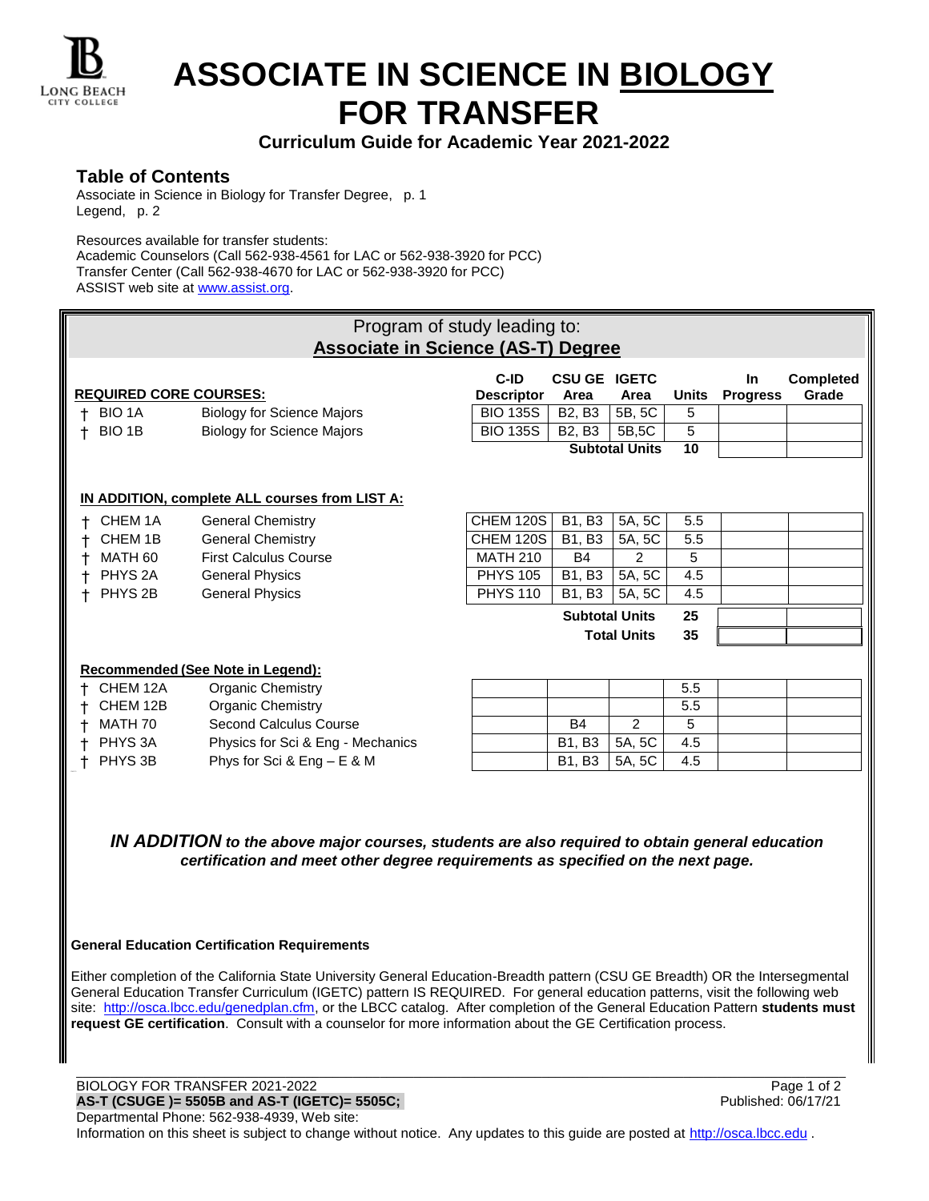# ASSOCIATE IN SCIENCE IN BIOLOGY FOR TRANSFER

**Curriculum Guide for Academic Year 2021-2022**

## Table of Contents

Associate in Science in Biology for Transfer Degree, p. 1
Legend, p. 2

Resources available for transfer students:
Academic Counselors (Call 562-938-4561 for LAC or 562-938-3920 for PCC)
Transfer Center (Call 562-938-4670 for LAC or 562-938-3920 for PCC)
ASSIST web site at www.assist.org.

Program of study leading to:
**Associate in Science (AS-T) Degree**

| REQUIRED CORE COURSES: | | C-ID Descriptor | CSU GE Area | IGETC Area | Units | In Progress | Completed Grade |
|---|---|---|---|---|---|---|---|
| † BIO 1A | Biology for Science Majors | BIO 135S | B2, B3 | 5B, 5C | 5 | | |
| † BIO 1B | Biology for Science Majors | BIO 135S | B2, B3 | 5B,5C | 5 | | |
| | | | **Subtotal Units** | | **10** | | |

**IN ADDITION, complete ALL courses from LIST A:**

| Course | Title | C-ID Descriptor | CSU GE Area | IGETC Area | Units | In Progress | Completed Grade |
|---|---|---|---|---|---|---|---|
| † CHEM 1A | General Chemistry | CHEM 120S | B1, B3 | 5A, 5C | 5.5 | | |
| † CHEM 1B | General Chemistry | CHEM 120S | B1, B3 | 5A, 5C | 5.5 | | |
| † MATH 60 | First Calculus Course | MATH 210 | B4 | 2 | 5 | | |
| † PHYS 2A | General Physics | PHYS 105 | B1, B3 | 5A, 5C | 4.5 | | |
| † PHYS 2B | General Physics | PHYS 110 | B1, B3 | 5A, 5C | 4.5 | | |
| | | | **Subtotal Units** | | **25** | | |
| | | | **Total Units** | | **35** | | |

**Recommended (See Note in Legend):**

| Course | Title | C-ID Descriptor | CSU GE Area | IGETC Area | Units | In Progress | Completed Grade |
|---|---|---|---|---|---|---|---|
| † CHEM 12A | Organic Chemistry | | | | 5.5 | | |
| † CHEM 12B | Organic Chemistry | | | | 5.5 | | |
| † MATH 70 | Second Calculus Course | | B4 | 2 | 5 | | |
| † PHYS 3A | Physics for Sci & Eng - Mechanics | | B1, B3 | 5A, 5C | 4.5 | | |
| † PHYS 3B | Phys for Sci & Eng – E & M | | B1, B3 | 5A, 5C | 4.5 | | |

***IN ADDITION** to the above major courses, students are also required to obtain general education certification and meet other degree requirements as specified on the next page.*

**General Education Certification Requirements**

Either completion of the California State University General Education-Breadth pattern (CSU GE Breadth) OR the Intersegmental General Education Transfer Curriculum (IGETC) pattern IS REQUIRED. For general education patterns, visit the following web site: http://osca.lbcc.edu/genedplan.cfm, or the LBCC catalog. After completion of the General Education Pattern **students must request GE certification**. Consult with a counselor for more information about the GE Certification process.

BIOLOGY FOR TRANSFER 2021-2022
**AS-T (CSUGE )= 5505B and AS-T (IGETC)= 5505C;**
Published: 06/17/21
Departmental Phone: 562-938-4939, Web site:
Information on this sheet is subject to change without notice. Any updates to this guide are posted at http://osca.lbcc.edu .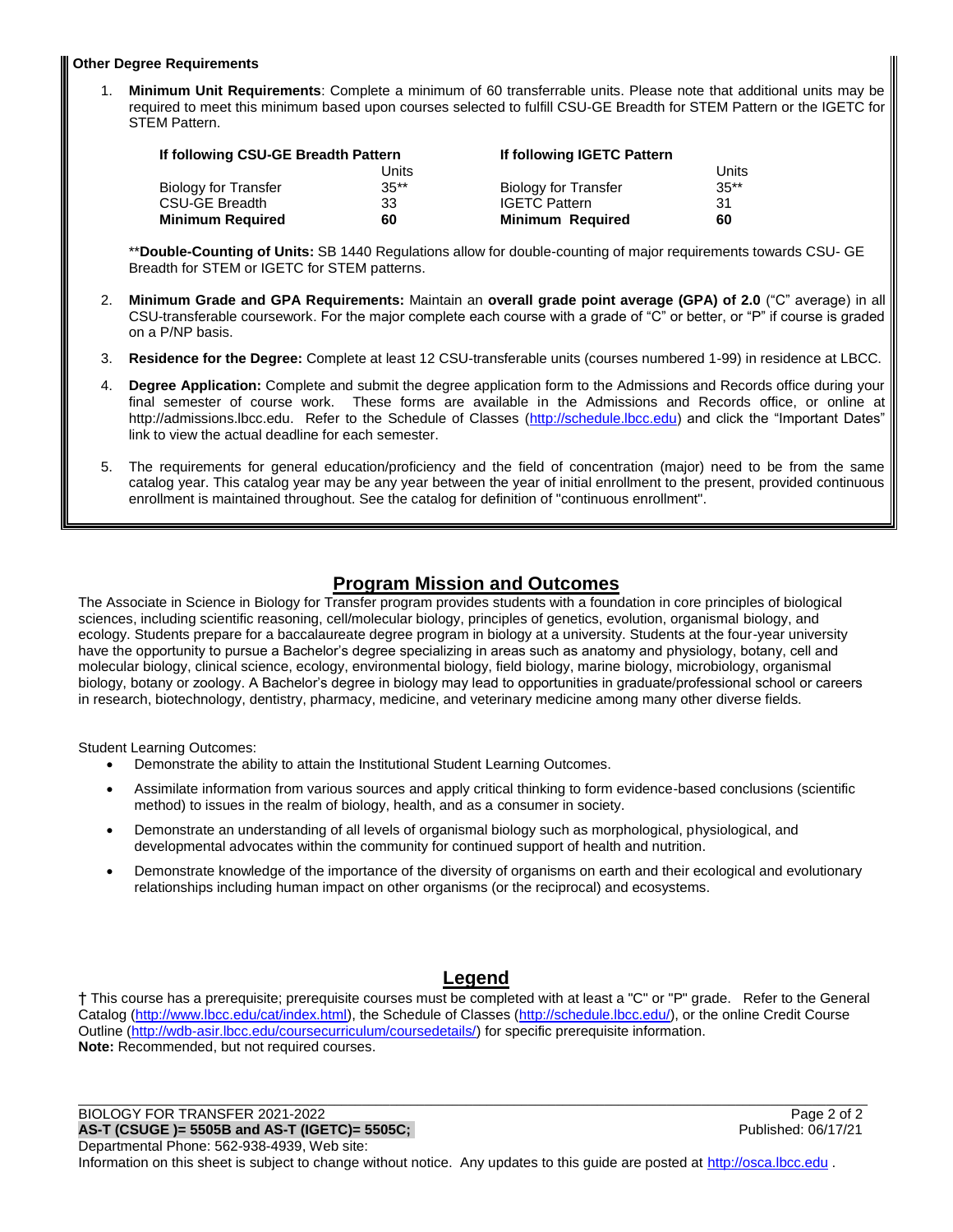**Other Degree Requirements**

1. **Minimum Unit Requirements**: Complete a minimum of 60 transferrable units. Please note that additional units may be required to meet this minimum based upon courses selected to fulfill CSU-GE Breadth for STEM Pattern or the IGETC for STEM Pattern.

| If following CSU-GE Breadth Pattern | | If following IGETC Pattern | |
|---|---|---|---|
| | Units | | Units |
| Biology for Transfer | 35** | Biology for Transfer | 35** |
| CSU-GE Breadth | 33 | IGETC Pattern | 31 |
| **Minimum Required** | **60** | **Minimum Required** | **60** |

**Double-Counting of Units:** SB 1440 Regulations allow for double-counting of major requirements towards CSU- GE Breadth for STEM or IGETC for STEM patterns.

2. **Minimum Grade and GPA Requirements:** Maintain an **overall grade point average (GPA) of 2.0** ("C" average) in all CSU-transferable coursework. For the major complete each course with a grade of "C" or better, or "P" if course is graded on a P/NP basis.

3. **Residence for the Degree:** Complete at least 12 CSU-transferable units (courses numbered 1-99) in residence at LBCC.

4. **Degree Application:** Complete and submit the degree application form to the Admissions and Records office during your final semester of course work. These forms are available in the Admissions and Records office, or online at http://admissions.lbcc.edu. Refer to the Schedule of Classes (http://schedule.lbcc.edu) and click the "Important Dates" link to view the actual deadline for each semester.

5. The requirements for general education/proficiency and the field of concentration (major) need to be from the same catalog year. This catalog year may be any year between the year of initial enrollment to the present, provided continuous enrollment is maintained throughout. See the catalog for definition of "continuous enrollment".

## Program Mission and Outcomes

The Associate in Science in Biology for Transfer program provides students with a foundation in core principles of biological sciences, including scientific reasoning, cell/molecular biology, principles of genetics, evolution, organismal biology, and ecology. Students prepare for a baccalaureate degree program in biology at a university. Students at the four-year university have the opportunity to pursue a Bachelor's degree specializing in areas such as anatomy and physiology, botany, cell and molecular biology, clinical science, ecology, environmental biology, field biology, marine biology, microbiology, organismal biology, botany or zoology. A Bachelor's degree in biology may lead to opportunities in graduate/professional school or careers in research, biotechnology, dentistry, pharmacy, medicine, and veterinary medicine among many other diverse fields.

Student Learning Outcomes:

- Demonstrate the ability to attain the Institutional Student Learning Outcomes.
- Assimilate information from various sources and apply critical thinking to form evidence-based conclusions (scientific method) to issues in the realm of biology, health, and as a consumer in society.
- Demonstrate an understanding of all levels of organismal biology such as morphological, physiological, and developmental advocates within the community for continued support of health and nutrition.
- Demonstrate knowledge of the importance of the diversity of organisms on earth and their ecological and evolutionary relationships including human impact on other organisms (or the reciprocal) and ecosystems.

## Legend

† This course has a prerequisite; prerequisite courses must be completed with at least a "C" or "P" grade. Refer to the General Catalog (http://www.lbcc.edu/cat/index.html), the Schedule of Classes (http://schedule.lbcc.edu/), or the online Credit Course Outline (http://wdb-asir.lbcc.edu/coursecurriculum/coursedetails/) for specific prerequisite information.
**Note:** Recommended, but not required courses.

BIOLOGY FOR TRANSFER 2021-2022
**AS-T (CSUGE )= 5505B and AS-T (IGETC)= 5505C;**
Published: 06/17/21
Departmental Phone: 562-938-4939, Web site:
Information on this sheet is subject to change without notice. Any updates to this guide are posted at http://osca.lbcc.edu .